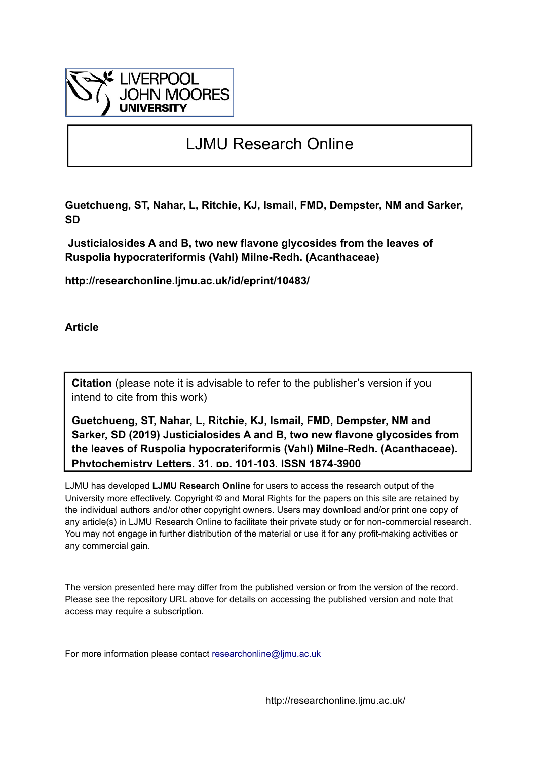LIVERPOOL JOHN MOORES UNIVERSITY

# LJMU Research Online

**Guetchueng, ST, Nahar, L, Ritchie, KJ, Ismail, FMD, Dempster, NM and Sarker, SD**

**Justicialosides A and B, two new flavone glycosides from the leaves of Ruspolia hypocrateriformis (Vahl) Milne-Redh. (Acanthaceae)**

**http://researchonline.ljmu.ac.uk/id/eprint/10483/**

**Article**

**Citation** (please note it is advisable to refer to the publisher's version if you intend to cite from this work)

**Guetchueng, ST, Nahar, L, Ritchie, KJ, Ismail, FMD, Dempster, NM and Sarker, SD (2019) Justicialosides A and B, two new flavone glycosides from the leaves of Ruspolia hypocrateriformis (Vahl) Milne-Redh. (Acanthaceae). Phytochemistry Letters, 31. pp. 101-103. ISSN 1874-3900**

LJMU has developed **LJMU Research Online** for users to access the research output of the University more effectively. Copyright © and Moral Rights for the papers on this site are retained by the individual authors and/or other copyright owners. Users may download and/or print one copy of any article(s) in LJMU Research Online to facilitate their private study or for non-commercial research. You may not engage in further distribution of the material or use it for any profit-making activities or any commercial gain.

The version presented here may differ from the published version or from the version of the record. Please see the repository URL above for details on accessing the published version and note that access may require a subscription.

For more information please contact researchonline@ljmu.ac.uk

http://researchonline.ljmu.ac.uk/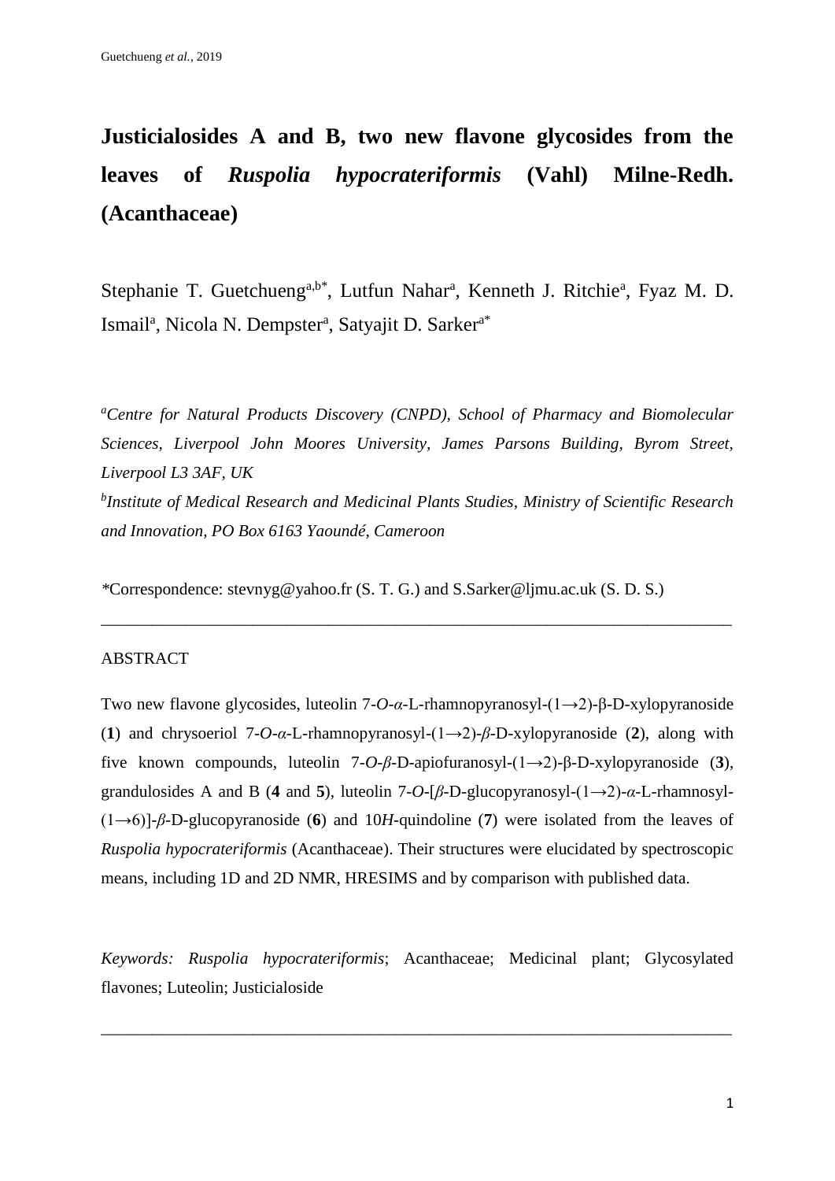# Justicialosides A and B, two new flavone glycosides from the leaves of *Ruspolia hypocrateriformis* (Vahl) Milne-Redh. (Acanthaceae)

Stephanie T. Guetchueng[a,b*], Lutfun Nahar[a], Kenneth J. Ritchie[a], Fyaz M. D. Ismail[a], Nicola N. Dempster[a], Satyajit D. Sarker[a*]

[a]*Centre for Natural Products Discovery (CNPD), School of Pharmacy and Biomolecular Sciences, Liverpool John Moores University, James Parsons Building, Byrom Street, Liverpool L3 3AF, UK*

[b]*Institute of Medical Research and Medicinal Plants Studies, Ministry of Scientific Research and Innovation, PO Box 6163 Yaoundé, Cameroon*

*Correspondence: stevnyg@yahoo.fr (S. T. G.) and S.Sarker@ljmu.ac.uk (S. D. S.)

---

ABSTRACT

Two new flavone glycosides, luteolin 7-*O*-*α*-L-rhamnopyranosyl-(1→2)-β-D-xylopyranoside (**1**) and chrysoeriol 7-*O*-*α*-L-rhamnopyranosyl-(1→2)-*β*-D-xylopyranoside (**2**), along with five known compounds, luteolin 7-*O*-*β*-D-apiofuranosyl-(1→2)-β-D-xylopyranoside (**3**), grandulosides A and B (**4** and **5**), luteolin 7-*O*-[*β*-D-glucopyranosyl-(1→2)-*α*-L-rhamnosyl-(1→6)]-*β*-D-glucopyranoside (**6**) and 10*H*-quindoline (**7**) were isolated from the leaves of *Ruspolia hypocrateriformis* (Acanthaceae). Their structures were elucidated by spectroscopic means, including 1D and 2D NMR, HRESIMS and by comparison with published data.

*Keywords: Ruspolia hypocrateriformis*; Acanthaceae; Medicinal plant; Glycosylated flavones; Luteolin; Justicialoside

---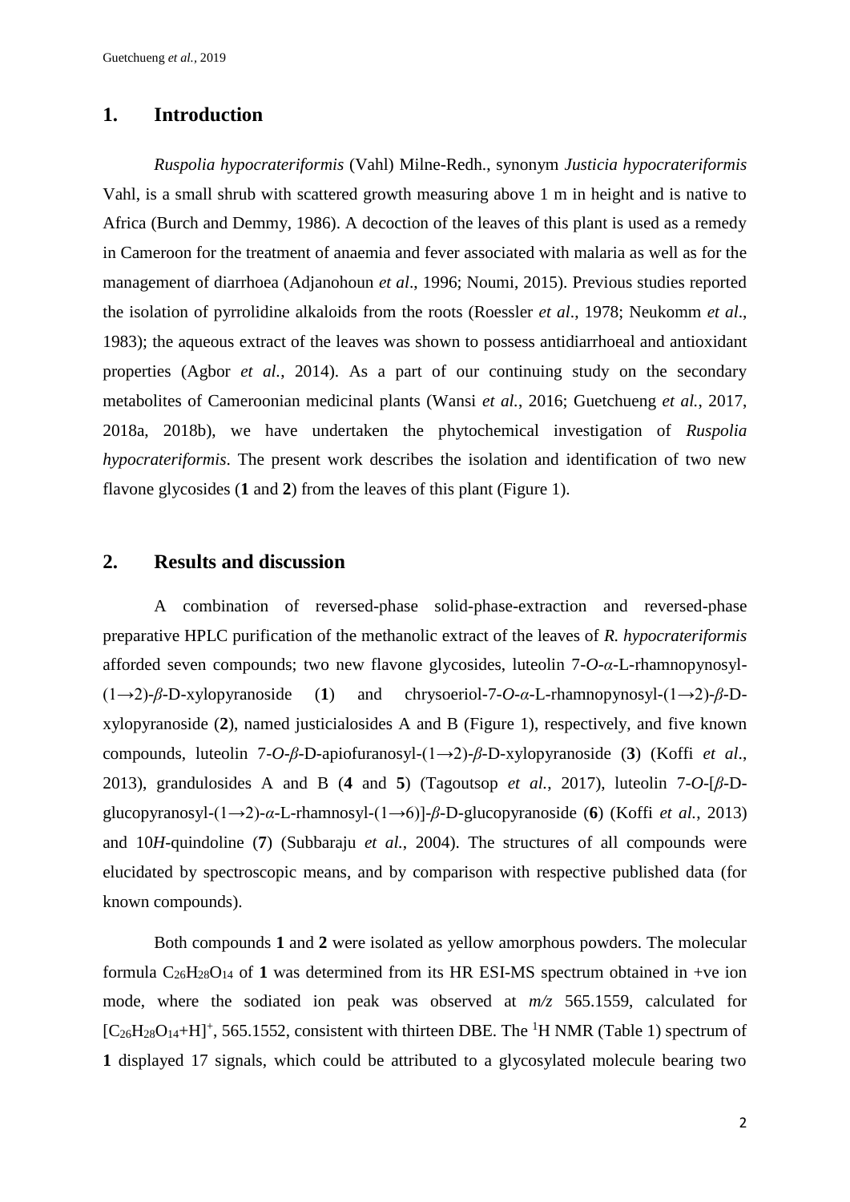## 1. Introduction

*Ruspolia hypocrateriformis* (Vahl) Milne-Redh., synonym *Justicia hypocrateriformis* Vahl, is a small shrub with scattered growth measuring above 1 m in height and is native to Africa (Burch and Demmy, 1986). A decoction of the leaves of this plant is used as a remedy in Cameroon for the treatment of anaemia and fever associated with malaria as well as for the management of diarrhoea (Adjanohoun *et al*., 1996; Noumi, 2015). Previous studies reported the isolation of pyrrolidine alkaloids from the roots (Roessler *et al*., 1978; Neukomm *et al*., 1983); the aqueous extract of the leaves was shown to possess antidiarrhoeal and antioxidant properties (Agbor *et al.*, 2014). As a part of our continuing study on the secondary metabolites of Cameroonian medicinal plants (Wansi *et al.*, 2016; Guetchueng *et al.*, 2017, 2018a, 2018b), we have undertaken the phytochemical investigation of *Ruspolia hypocrateriformis*. The present work describes the isolation and identification of two new flavone glycosides (**1** and **2**) from the leaves of this plant (Figure 1).

## 2. Results and discussion

A combination of reversed-phase solid-phase-extraction and reversed-phase preparative HPLC purification of the methanolic extract of the leaves of *R. hypocrateriformis* afforded seven compounds; two new flavone glycosides, luteolin 7-*O*-*α*-L-rhamnopynosyl-(1→2)-*β*-D-xylopyranoside (**1**) and chrysoeriol-7-*O*-*α*-L-rhamnopynosyl-(1→2)-*β*-D-xylopyranoside (**2**), named justicialosides A and B (Figure 1), respectively, and five known compounds, luteolin 7-*O*-*β*-D-apiofuranosyl-(1→2)-*β*-D-xylopyranoside (**3**) (Koffi *et al*., 2013), grandulosides A and B (**4** and **5**) (Tagoutsop *et al.*, 2017), luteolin 7-*O*-[*β*-D-glucopyranosyl-(1→2)-*α*-L-rhamnosyl-(1→6)]-*β*-D-glucopyranoside (**6**) (Koffi *et al.*, 2013) and 10*H*-quindoline (**7**) (Subbaraju *et al.*, 2004). The structures of all compounds were elucidated by spectroscopic means, and by comparison with respective published data (for known compounds).

Both compounds **1** and **2** were isolated as yellow amorphous powders. The molecular formula $C_{26}H_{28}O_{14}$ of **1** was determined from its HR ESI-MS spectrum obtained in +ve ion mode, where the sodiated ion peak was observed at *m/z* 565.1559, calculated for $[C_{26}H_{28}O_{14}+H]^+$, 565.1552, consistent with thirteen DBE. The $^1$H NMR (Table 1) spectrum of **1** displayed 17 signals, which could be attributed to a glycosylated molecule bearing two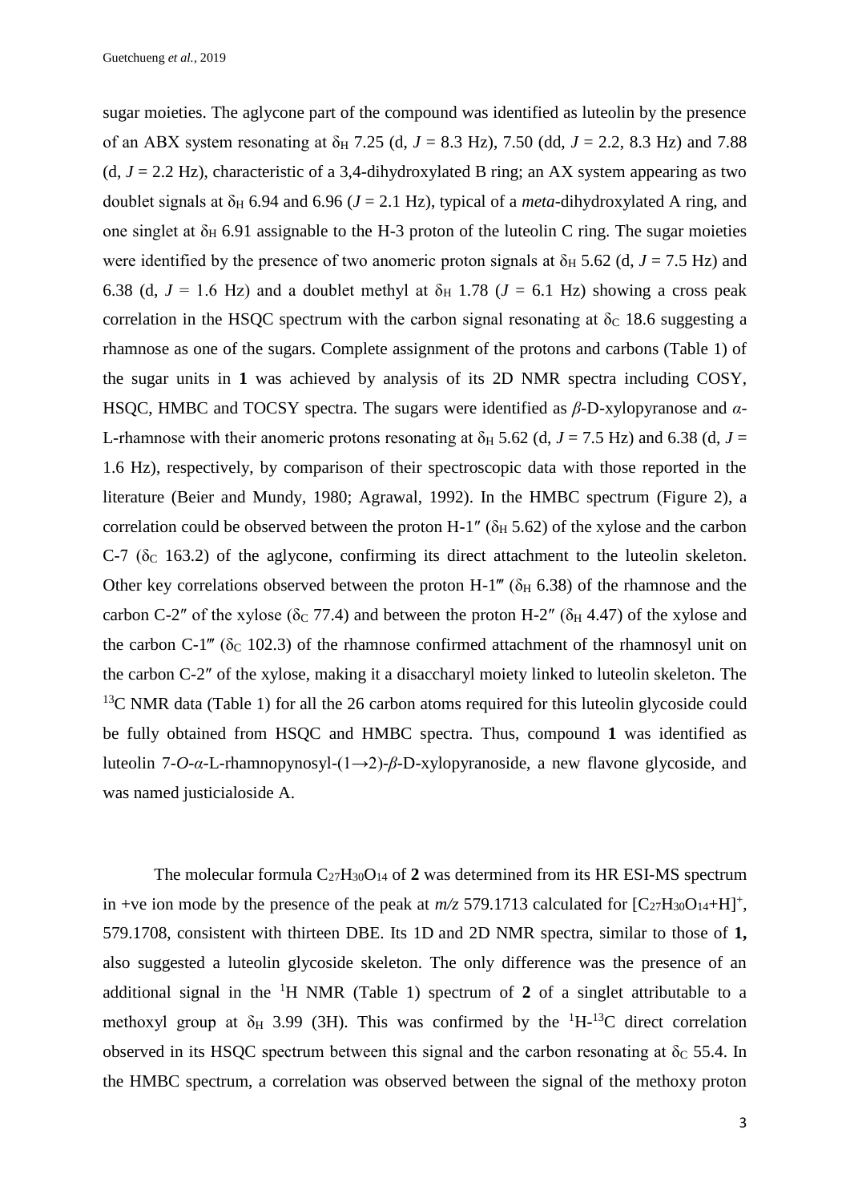sugar moieties. The aglycone part of the compound was identified as luteolin by the presence of an ABX system resonating at $\delta_H$ 7.25 (d, *J* = 8.3 Hz), 7.50 (dd, *J* = 2.2, 8.3 Hz) and 7.88 (d, *J* = 2.2 Hz), characteristic of a 3,4-dihydroxylated B ring; an AX system appearing as two doublet signals at $\delta_H$ 6.94 and 6.96 (*J* = 2.1 Hz), typical of a *meta*-dihydroxylated A ring, and one singlet at $\delta_H$ 6.91 assignable to the H-3 proton of the luteolin C ring. The sugar moieties were identified by the presence of two anomeric proton signals at $\delta_H$ 5.62 (d, *J* = 7.5 Hz) and 6.38 (d, *J* = 1.6 Hz) and a doublet methyl at $\delta_H$ 1.78 (*J* = 6.1 Hz) showing a cross peak correlation in the HSQC spectrum with the carbon signal resonating at $\delta_C$ 18.6 suggesting a rhamnose as one of the sugars. Complete assignment of the protons and carbons (Table 1) of the sugar units in **1** was achieved by analysis of its 2D NMR spectra including COSY, HSQC, HMBC and TOCSY spectra. The sugars were identified as *β*-D-xylopyranose and *α*-L-rhamnose with their anomeric protons resonating at $\delta_H$ 5.62 (d, *J* = 7.5 Hz) and 6.38 (d, *J* = 1.6 Hz), respectively, by comparison of their spectroscopic data with those reported in the literature (Beier and Mundy, 1980; Agrawal, 1992). In the HMBC spectrum (Figure 2), a correlation could be observed between the proton H-1″ ($\delta_H$ 5.62) of the xylose and the carbon C-7 ($\delta_C$ 163.2) of the aglycone, confirming its direct attachment to the luteolin skeleton. Other key correlations observed between the proton H-1‴ ($\delta_H$ 6.38) of the rhamnose and the carbon C-2″ of the xylose ($\delta_C$ 77.4) and between the proton H-2″ ($\delta_H$ 4.47) of the xylose and the carbon C-1‴ ($\delta_C$ 102.3) of the rhamnose confirmed attachment of the rhamnosyl unit on the carbon C-2″ of the xylose, making it a disaccharyl moiety linked to luteolin skeleton. The $^{13}$C NMR data (Table 1) for all the 26 carbon atoms required for this luteolin glycoside could be fully obtained from HSQC and HMBC spectra. Thus, compound **1** was identified as luteolin 7-*O*-*α*-L-rhamnopynosyl-(1→2)-*β*-D-xylopyranoside, a new flavone glycoside, and was named justicialoside A.

The molecular formula $C_{27}H_{30}O_{14}$ of **2** was determined from its HR ESI-MS spectrum in +ve ion mode by the presence of the peak at *m/z* 579.1713 calculated for $[C_{27}H_{30}O_{14}+H]^+$, 579.1708, consistent with thirteen DBE. Its 1D and 2D NMR spectra, similar to those of **1,** also suggested a luteolin glycoside skeleton. The only difference was the presence of an additional signal in the $^1$H NMR (Table 1) spectrum of **2** of a singlet attributable to a methoxyl group at $\delta_H$ 3.99 (3H). This was confirmed by the $^1$H-$^{13}$C direct correlation observed in its HSQC spectrum between this signal and the carbon resonating at $\delta_C$ 55.4. In the HMBC spectrum, a correlation was observed between the signal of the methoxy proton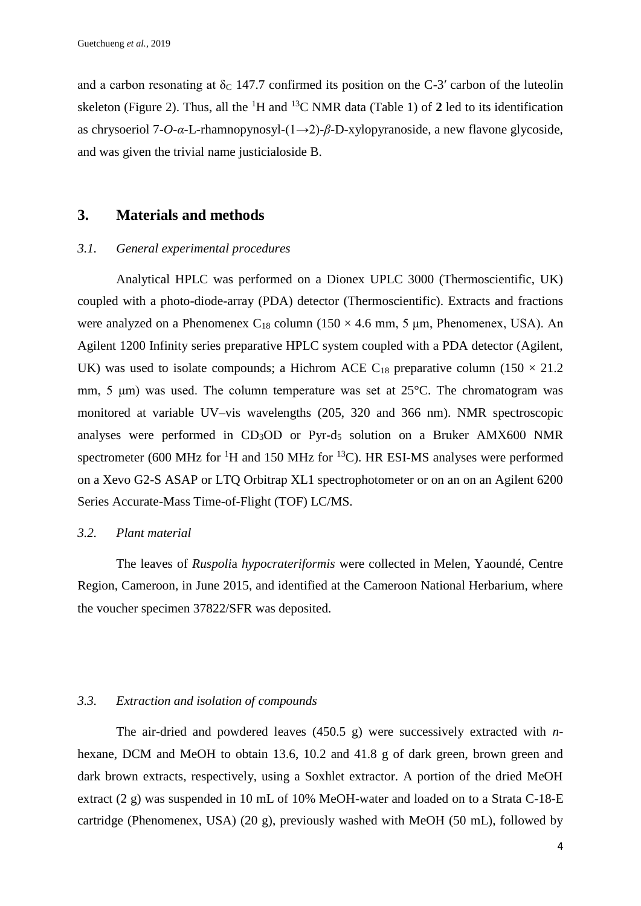and a carbon resonating at $\delta_C$ 147.7 confirmed its position on the C-3′ carbon of the luteolin skeleton (Figure 2). Thus, all the $^1$H and $^{13}$C NMR data (Table 1) of **2** led to its identification as chrysoeriol 7-*O*-*α*-L-rhamnopynosyl-(1→2)-*β*-D-xylopyranoside, a new flavone glycoside, and was given the trivial name justicialoside B.

## 3. Materials and methods

### *3.1. General experimental procedures*

Analytical HPLC was performed on a Dionex UPLC 3000 (Thermoscientific, UK) coupled with a photo-diode-array (PDA) detector (Thermoscientific). Extracts and fractions were analyzed on a Phenomenex $C_{18}$ column (150 × 4.6 mm, 5 μm, Phenomenex, USA). An Agilent 1200 Infinity series preparative HPLC system coupled with a PDA detector (Agilent, UK) was used to isolate compounds; a Hichrom ACE $C_{18}$ preparative column (150 × 21.2 mm, 5 μm) was used. The column temperature was set at 25°C. The chromatogram was monitored at variable UV–vis wavelengths (205, 320 and 366 nm). NMR spectroscopic analyses were performed in $CD_3OD$ or Pyr-$d_5$ solution on a Bruker AMX600 NMR spectrometer (600 MHz for $^1$H and 150 MHz for $^{13}$C). HR ESI-MS analyses were performed on a Xevo G2-S ASAP or LTQ Orbitrap XL1 spectrophotometer or on an on an Agilent 6200 Series Accurate-Mass Time-of-Flight (TOF) LC/MS.

### *3.2. Plant material*

The leaves of *Ruspolia hypocrateriformis* were collected in Melen, Yaoundé, Centre Region, Cameroon, in June 2015, and identified at the Cameroon National Herbarium, where the voucher specimen 37822/SFR was deposited.

### *3.3. Extraction and isolation of compounds*

The air-dried and powdered leaves (450.5 g) were successively extracted with *n*-hexane, DCM and MeOH to obtain 13.6, 10.2 and 41.8 g of dark green, brown green and dark brown extracts, respectively, using a Soxhlet extractor. A portion of the dried MeOH extract (2 g) was suspended in 10 mL of 10% MeOH-water and loaded on to a Strata C-18-E cartridge (Phenomenex, USA) (20 g), previously washed with MeOH (50 mL), followed by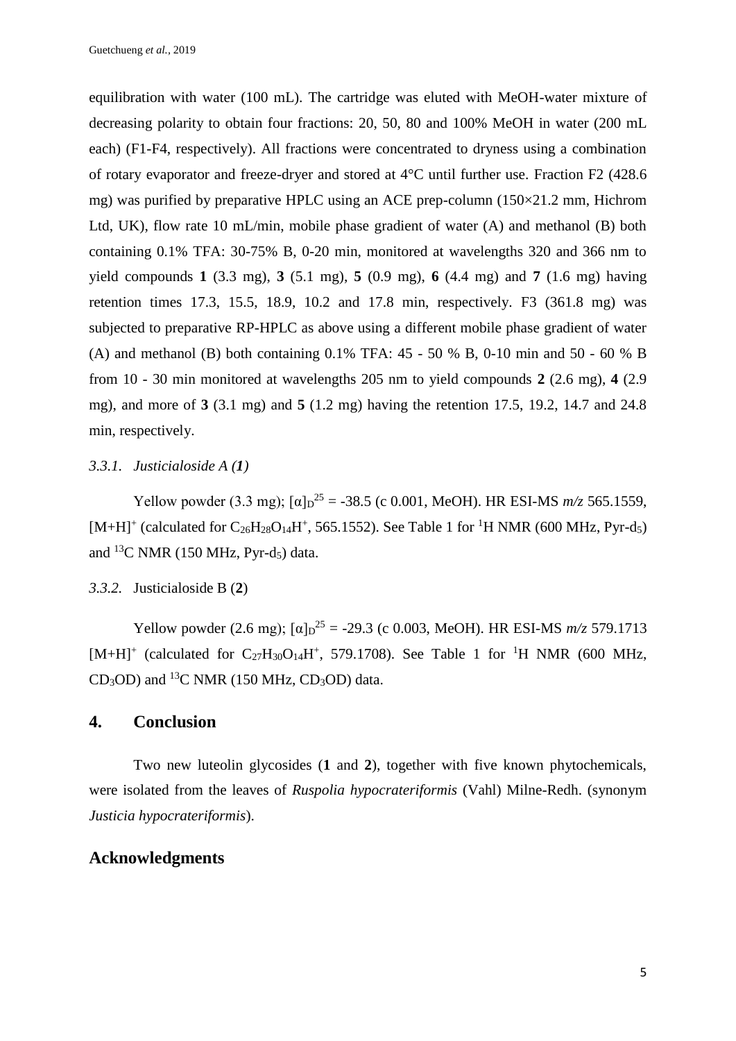equilibration with water (100 mL). The cartridge was eluted with MeOH-water mixture of decreasing polarity to obtain four fractions: 20, 50, 80 and 100% MeOH in water (200 mL each) (F1-F4, respectively). All fractions were concentrated to dryness using a combination of rotary evaporator and freeze-dryer and stored at 4°C until further use. Fraction F2 (428.6 mg) was purified by preparative HPLC using an ACE prep-column (150×21.2 mm, Hichrom Ltd, UK), flow rate 10 mL/min, mobile phase gradient of water (A) and methanol (B) both containing 0.1% TFA: 30-75% B, 0-20 min, monitored at wavelengths 320 and 366 nm to yield compounds **1** (3.3 mg), **3** (5.1 mg), **5** (0.9 mg), **6** (4.4 mg) and **7** (1.6 mg) having retention times 17.3, 15.5, 18.9, 10.2 and 17.8 min, respectively. F3 (361.8 mg) was subjected to preparative RP-HPLC as above using a different mobile phase gradient of water (A) and methanol (B) both containing 0.1% TFA: 45 - 50 % B, 0-10 min and 50 - 60 % B from 10 - 30 min monitored at wavelengths 205 nm to yield compounds **2** (2.6 mg), **4** (2.9 mg), and more of **3** (3.1 mg) and **5** (1.2 mg) having the retention 17.5, 19.2, 14.7 and 24.8 min, respectively.

### *3.3.1. Justicialoside A (1)*

Yellow powder (3.3 mg); $[\alpha]_D^{25}$ = -38.5 (c 0.001, MeOH). HR ESI-MS *m/z* 565.1559, $[M+H]^+$ (calculated for $C_{26}H_{28}O_{14}H^+$, 565.1552). See Table 1 for $^1H$ NMR (600 MHz, Pyr-$d_5$) and $^{13}C$ NMR (150 MHz, Pyr-$d_5$) data.

### *3.3.2.* Justicialoside B (**2**)

Yellow powder (2.6 mg); $[\alpha]_D^{25}$ = -29.3 (c 0.003, MeOH). HR ESI-MS *m/z* 579.1713 $[M+H]^+$ (calculated for $C_{27}H_{30}O_{14}H^+$, 579.1708). See Table 1 for $^1H$ NMR (600 MHz, $CD_3OD$) and $^{13}C$ NMR (150 MHz, $CD_3OD$) data.

## 4. Conclusion

Two new luteolin glycosides (**1** and **2**), together with five known phytochemicals, were isolated from the leaves of *Ruspolia hypocrateriformis* (Vahl) Milne-Redh. (synonym *Justicia hypocrateriformis*).

## Acknowledgments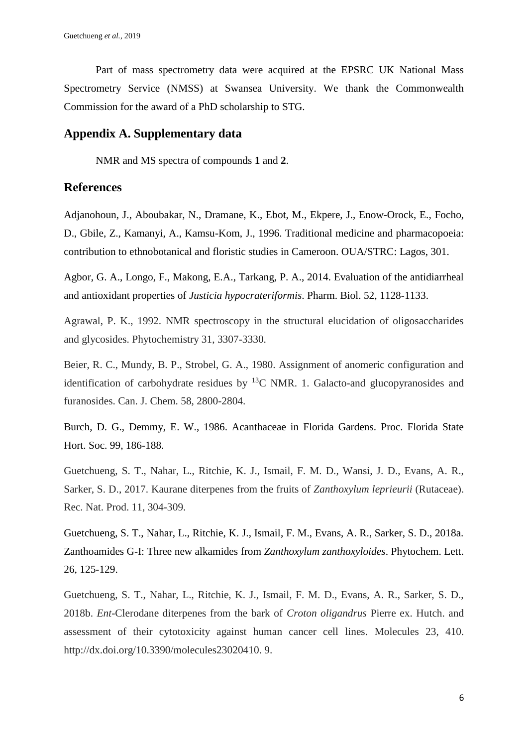Part of mass spectrometry data were acquired at the EPSRC UK National Mass Spectrometry Service (NMSS) at Swansea University. We thank the Commonwealth Commission for the award of a PhD scholarship to STG.

## Appendix A. Supplementary data

NMR and MS spectra of compounds **1** and **2**.

## References

Adjanohoun, J., Aboubakar, N., Dramane, K., Ebot, M., Ekpere, J., Enow-Orock, E., Focho, D., Gbile, Z., Kamanyi, A., Kamsu-Kom, J., 1996. Traditional medicine and pharmacopoeia: contribution to ethnobotanical and floristic studies in Cameroon. OUA/STRC: Lagos, 301.

Agbor, G. A., Longo, F., Makong, E.A., Tarkang, P. A., 2014. Evaluation of the antidiarrheal and antioxidant properties of *Justicia hypocrateriformis*. Pharm. Biol. 52, 1128-1133.

Agrawal, P. K., 1992. NMR spectroscopy in the structural elucidation of oligosaccharides and glycosides. Phytochemistry 31, 3307-3330.

Beier, R. C., Mundy, B. P., Strobel, G. A., 1980. Assignment of anomeric configuration and identification of carbohydrate residues by $^{13}$C NMR. 1. Galacto-and glucopyranosides and furanosides. Can. J. Chem. 58, 2800-2804.

Burch, D. G., Demmy, E. W., 1986. Acanthaceae in Florida Gardens. Proc. Florida State Hort. Soc. 99, 186-188.

Guetchueng, S. T., Nahar, L., Ritchie, K. J., Ismail, F. M. D., Wansi, J. D., Evans, A. R., Sarker, S. D., 2017. Kaurane diterpenes from the fruits of *Zanthoxylum leprieurii* (Rutaceae). Rec. Nat. Prod. 11, 304-309.

Guetchueng, S. T., Nahar, L., Ritchie, K. J., Ismail, F. M., Evans, A. R., Sarker, S. D., 2018a. Zanthoamides G-I: Three new alkamides from *Zanthoxylum zanthoxyloides*. Phytochem. Lett. 26, 125-129.

Guetchueng, S. T., Nahar, L., Ritchie, K. J., Ismail, F. M. D., Evans, A. R., Sarker, S. D., 2018b. *Ent*-Clerodane diterpenes from the bark of *Croton oligandrus* Pierre ex. Hutch. and assessment of their cytotoxicity against human cancer cell lines. Molecules 23, 410. http://dx.doi.org/10.3390/molecules23020410. 9.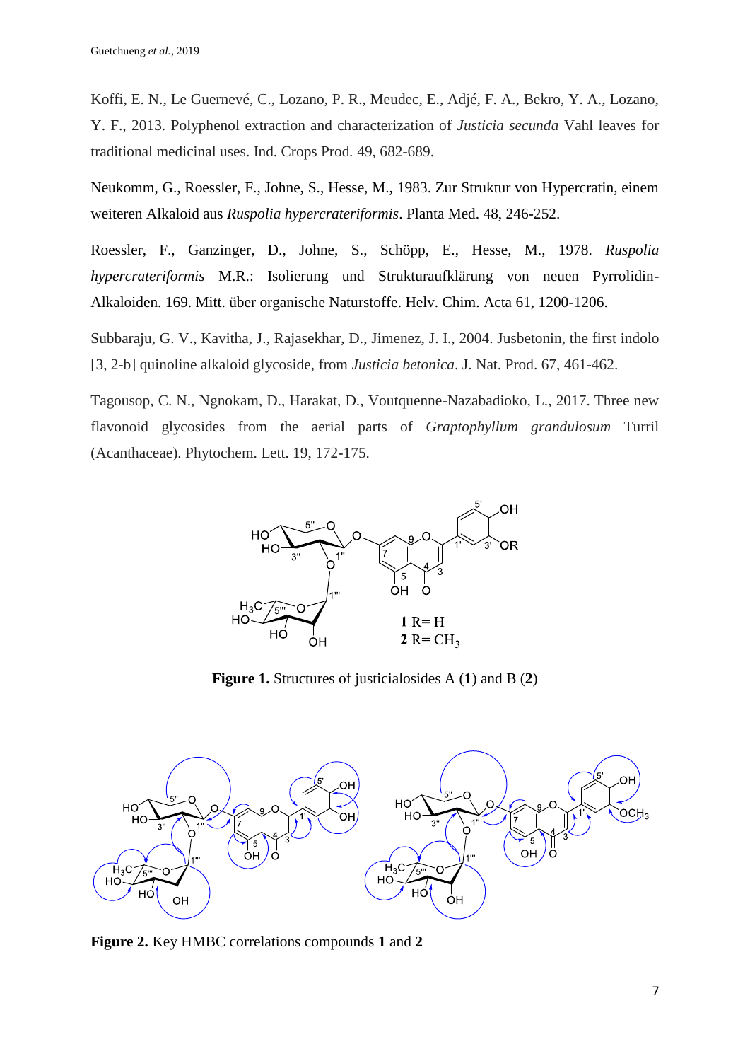Koffi, E. N., Le Guernevé, C., Lozano, P. R., Meudec, E., Adjé, F. A., Bekro, Y. A., Lozano, Y. F., 2013. Polyphenol extraction and characterization of *Justicia secunda* Vahl leaves for traditional medicinal uses. Ind. Crops Prod. 49, 682-689.

Neukomm, G., Roessler, F., Johne, S., Hesse, M., 1983. Zur Struktur von Hypercratin, einem weiteren Alkaloid aus *Ruspolia hypercrateriformis*. Planta Med. 48, 246-252.

Roessler, F., Ganzinger, D., Johne, S., Schöpp, E., Hesse, M., 1978. *Ruspolia hypercrateriformis* M.R.: Isolierung und Strukturaufklärung von neuen Pyrrolidin-Alkaloiden. 169. Mitt. über organische Naturstoffe. Helv. Chim. Acta 61, 1200-1206.

Subbaraju, G. V., Kavitha, J., Rajasekhar, D., Jimenez, J. I., 2004. Jusbetonin, the first indolo [3, 2-b] quinoline alkaloid glycoside, from *Justicia betonica*. J. Nat. Prod. 67, 461-462.

Tagousop, C. N., Ngnokam, D., Harakat, D., Voutquenne-Nazabadioko, L., 2017. Three new flavonoid glycosides from the aerial parts of *Graptophyllum grandulosum* Turril (Acanthaceae). Phytochem. Lett. 19, 172-175.

**1** R= H
**2** R= $CH_3$

**Figure 1.** Structures of justicialosides A (**1**) and B (**2**)

**Figure 2.** Key HMBC correlations compounds **1** and **2**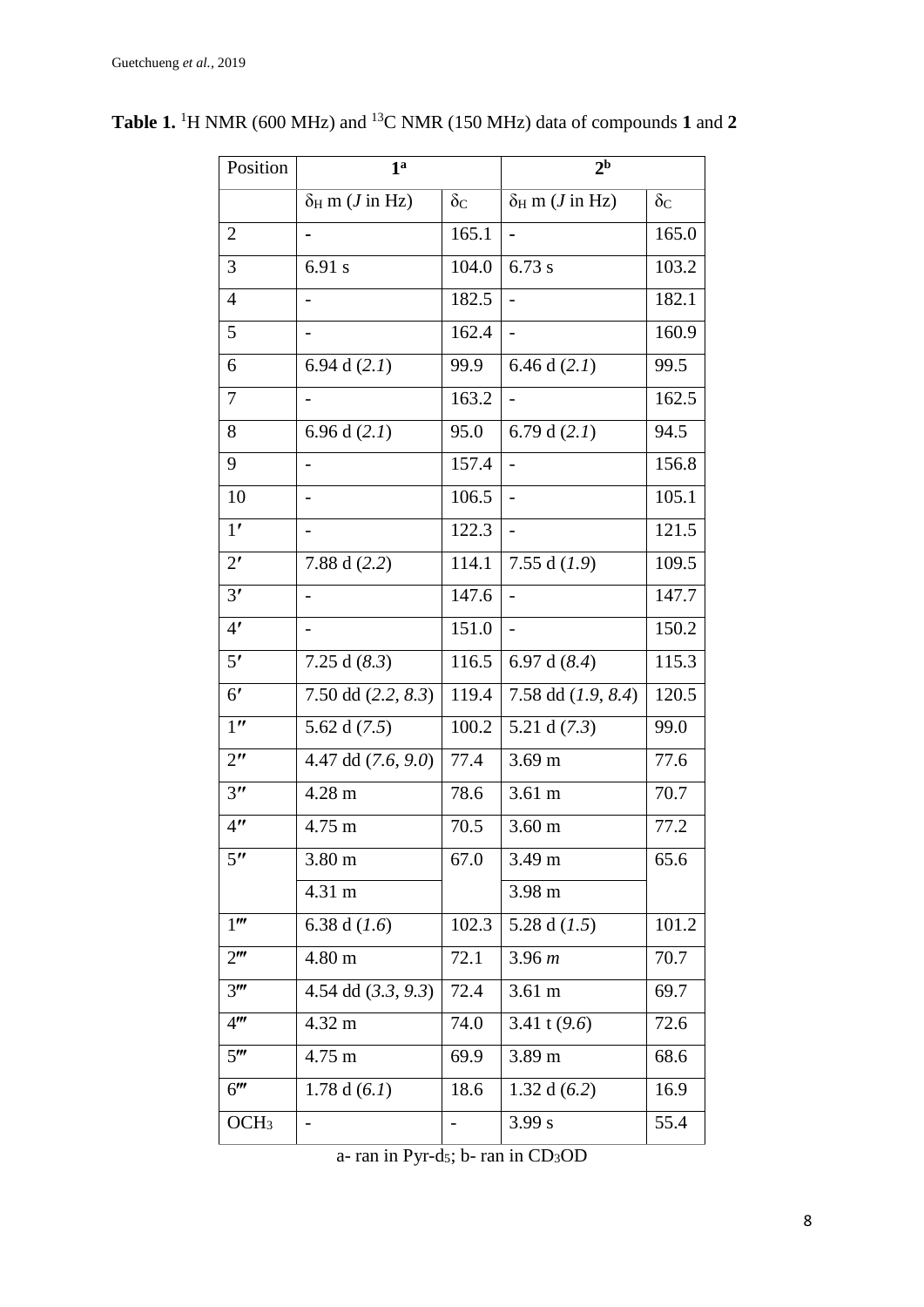**Table 1.** $^{1}H$ NMR (600 MHz) and $^{13}C$ NMR (150 MHz) data of compounds **1** and **2**

| Position | **1**[a] | | **2**[b] | |
|---|---|---|---|---|
| | $\delta_H$ m (*J* in Hz) | $\delta_C$ | $\delta_H$ m (*J* in Hz) | $\delta_C$ |
| 2 | - | 165.1 | - | 165.0 |
| 3 | 6.91 s | 104.0 | 6.73 s | 103.2 |
| 4 | - | 182.5 | - | 182.1 |
| 5 | - | 162.4 | - | 160.9 |
| 6 | 6.94 d (*2.1*) | 99.9 | 6.46 d (*2.1*) | 99.5 |
| 7 | - | 163.2 | - | 162.5 |
| 8 | 6.96 d (*2.1*) | 95.0 | 6.79 d (*2.1*) | 94.5 |
| 9 | - | 157.4 | - | 156.8 |
| 10 | - | 106.5 | - | 105.1 |
| 1′ | - | 122.3 | - | 121.5 |
| 2′ | 7.88 d (*2.2*) | 114.1 | 7.55 d (*1.9*) | 109.5 |
| 3′ | - | 147.6 | - | 147.7 |
| 4′ | - | 151.0 | - | 150.2 |
| 5′ | 7.25 d (*8.3*) | 116.5 | 6.97 d (*8.4*) | 115.3 |
| 6′ | 7.50 dd (*2.2, 8.3*) | 119.4 | 7.58 dd (*1.9, 8.4*) | 120.5 |
| 1″ | 5.62 d (*7.5*) | 100.2 | 5.21 d (*7.3*) | 99.0 |
| 2″ | 4.47 dd (*7.6, 9.0*) | 77.4 | 3.69 m | 77.6 |
| 3″ | 4.28 m | 78.6 | 3.61 m | 70.7 |
| 4″ | 4.75 m | 70.5 | 3.60 m | 77.2 |
| 5″ | 3.80 m | 67.0 | 3.49 m | 65.6 |
| | 4.31 m | | 3.98 m | |
| 1‴ | 6.38 d (*1.6*) | 102.3 | 5.28 d (*1.5*) | 101.2 |
| 2‴ | 4.80 m | 72.1 | 3.96 *m* | 70.7 |
| 3‴ | 4.54 dd (*3.3, 9.3*) | 72.4 | 3.61 m | 69.7 |
| 4‴ | 4.32 m | 74.0 | 3.41 t (*9.6*) | 72.6 |
| 5‴ | 4.75 m | 69.9 | 3.89 m | 68.6 |
| 6‴ | 1.78 d (*6.1*) | 18.6 | 1.32 d (*6.2*) | 16.9 |
| $OCH_3$ | - | - | 3.99 s | 55.4 |

a- ran in Pyr-$d_5$; b- ran in $CD_3OD$